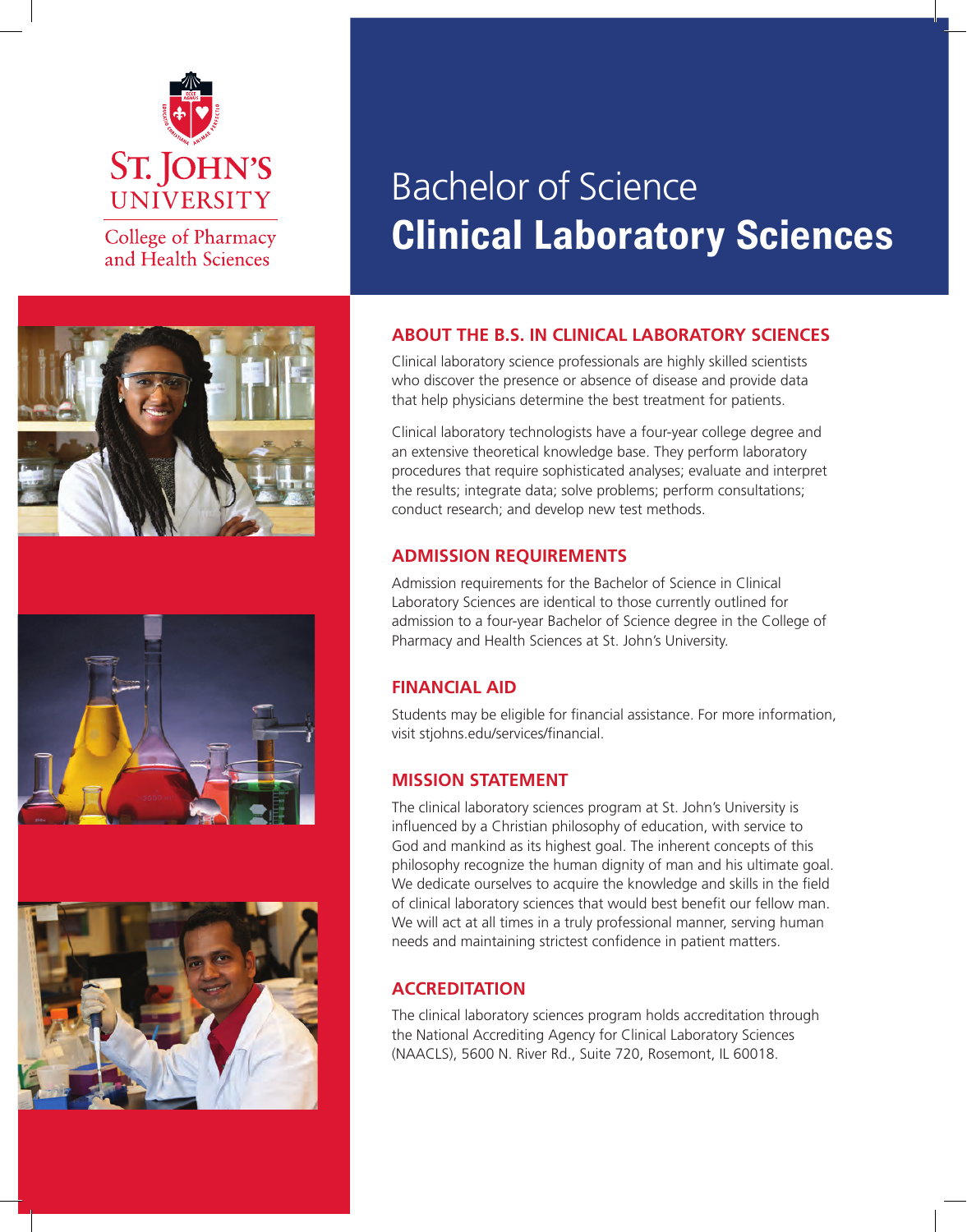St. John's University

College of Pharmacy and Health Sciences

# Bachelor of Science
# **Clinical Laboratory Sciences**

## ABOUT THE B.S. IN CLINICAL LABORATORY SCIENCES

Clinical laboratory science professionals are highly skilled scientists who discover the presence or absence of disease and provide data that help physicians determine the best treatment for patients.

Clinical laboratory technologists have a four-year college degree and an extensive theoretical knowledge base. They perform laboratory procedures that require sophisticated analyses; evaluate and interpret the results; integrate data; solve problems; perform consultations; conduct research; and develop new test methods.

## ADMISSION REQUIREMENTS

Admission requirements for the Bachelor of Science in Clinical Laboratory Sciences are identical to those currently outlined for admission to a four-year Bachelor of Science degree in the College of Pharmacy and Health Sciences at St. John's University.

## FINANCIAL AID

Students may be eligible for financial assistance. For more information, visit stjohns.edu/services/financial.

## MISSION STATEMENT

The clinical laboratory sciences program at St. John's University is influenced by a Christian philosophy of education, with service to God and mankind as its highest goal. The inherent concepts of this philosophy recognize the human dignity of man and his ultimate goal. We dedicate ourselves to acquire the knowledge and skills in the field of clinical laboratory sciences that would best benefit our fellow man. We will act at all times in a truly professional manner, serving human needs and maintaining strictest confidence in patient matters.

## ACCREDITATION

The clinical laboratory sciences program holds accreditation through the National Accrediting Agency for Clinical Laboratory Sciences (NAACLS), 5600 N. River Rd., Suite 720, Rosemont, IL 60018.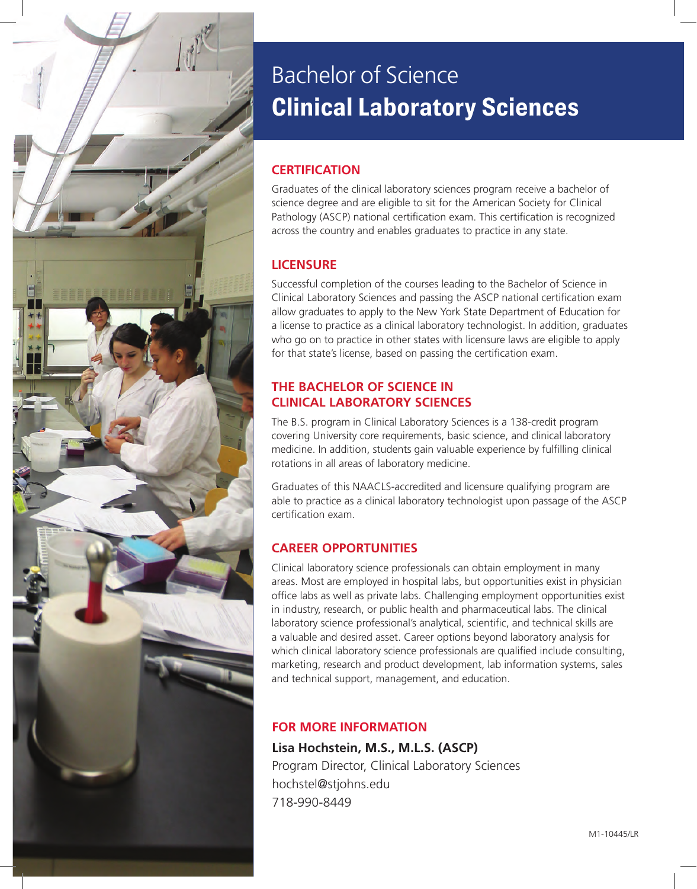# Bachelor of Science
# Clinical Laboratory Sciences

## CERTIFICATION

Graduates of the clinical laboratory sciences program receive a bachelor of science degree and are eligible to sit for the American Society for Clinical Pathology (ASCP) national certification exam. This certification is recognized across the country and enables graduates to practice in any state.

## LICENSURE

Successful completion of the courses leading to the Bachelor of Science in Clinical Laboratory Sciences and passing the ASCP national certification exam allow graduates to apply to the New York State Department of Education for a license to practice as a clinical laboratory technologist. In addition, graduates who go on to practice in other states with licensure laws are eligible to apply for that state's license, based on passing the certification exam.

## THE BACHELOR OF SCIENCE IN CLINICAL LABORATORY SCIENCES

The B.S. program in Clinical Laboratory Sciences is a 138-credit program covering University core requirements, basic science, and clinical laboratory medicine. In addition, students gain valuable experience by fulfilling clinical rotations in all areas of laboratory medicine.

Graduates of this NAACLS-accredited and licensure qualifying program are able to practice as a clinical laboratory technologist upon passage of the ASCP certification exam.

## CAREER OPPORTUNITIES

Clinical laboratory science professionals can obtain employment in many areas. Most are employed in hospital labs, but opportunities exist in physician office labs as well as private labs. Challenging employment opportunities exist in industry, research, or public health and pharmaceutical labs. The clinical laboratory science professional's analytical, scientific, and technical skills are a valuable and desired asset. Career options beyond laboratory analysis for which clinical laboratory science professionals are qualified include consulting, marketing, research and product development, lab information systems, sales and technical support, management, and education.

## FOR MORE INFORMATION

**Lisa Hochstein, M.S., M.L.S. (ASCP)**
Program Director, Clinical Laboratory Sciences
hochstel@stjohns.edu
718-990-8449

M1-10445/LR